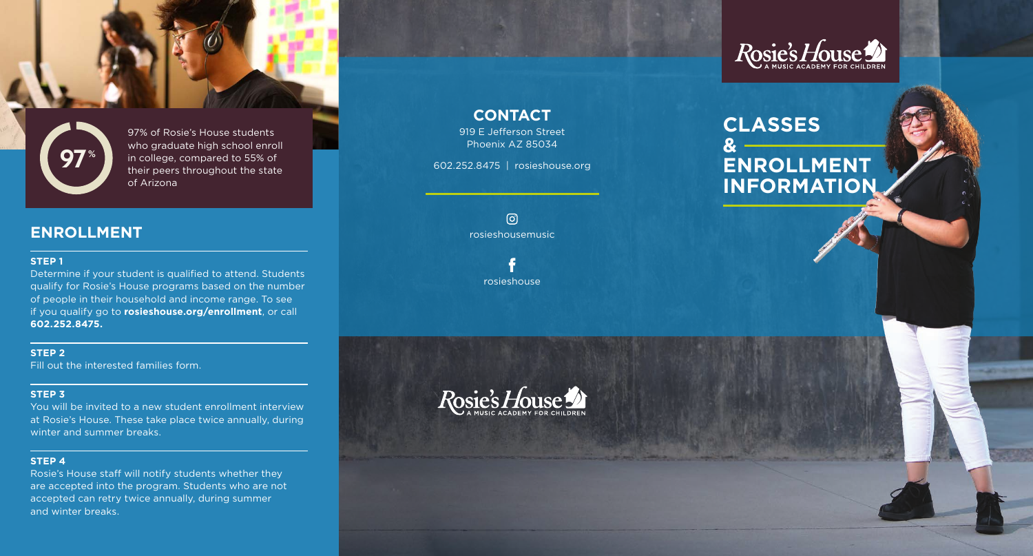**97%**

97% of Rosie's House students who graduate high school enroll in college, compared to 55% of their peers throughout the state of Arizona

## ENROLLMENT

**STEP 1**

Determine if your student is qualified to attend. Students qualify for Rosie's House programs based on the number of people in their household and income range. To see if you qualify go to **rosieshouse.org/enrollment**, or call **602.252.8475.**

**STEP 2**

Fill out the interested families form.

**STEP 3**

You will be invited to a new student enrollment interview at Rosie's House. These take place twice annually, during winter and summer breaks.

**STEP 4**

Rosie's House staff will notify students whether they are accepted into the program. Students who are not accepted can retry twice annually, during summer and winter breaks.

## CONTACT

919 E Jefferson Street
Phoenix AZ 85034

602.252.8475 | rosieshouse.org

rosieshousemusic

rosieshouse

Rosie's House
A MUSIC ACADEMY FOR CHILDREN

Rosie's House
A MUSIC ACADEMY FOR CHILDREN

# CLASSES & ENROLLMENT INFORMATION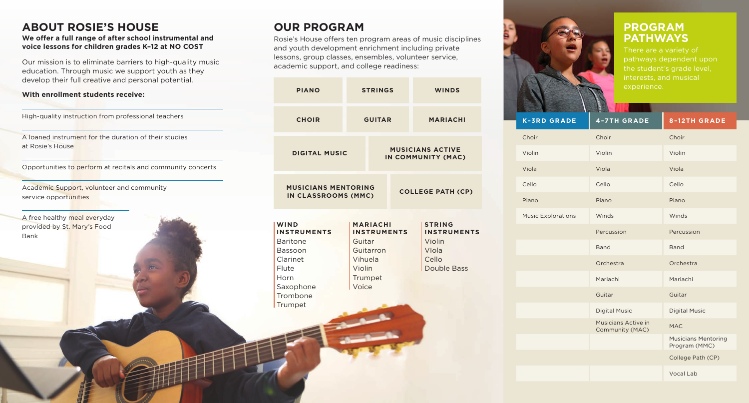## ABOUT ROSIE'S HOUSE

**We offer a full range of after school instrumental and voice lessons for children grades K–12 at NO COST**

Our mission is to eliminate barriers to high-quality music education. Through music we support youth as they develop their full creative and personal potential.

**With enrollment students receive:**

- High-quality instruction from professional teachers
- A loaned instrument for the duration of their studies at Rosie's House
- Opportunities to perform at recitals and community concerts
- Academic Support, volunteer and community service opportunities
- A free healthy meal everyday provided by St. Mary's Food Bank

## OUR PROGRAM

Rosie's House offers ten program areas of music disciplines and youth development enrichment including private lessons, group classes, ensembles, volunteer service, academic support, and college readiness:

- **PIANO**
- **STRINGS**
- **WINDS**
- **CHOIR**
- **GUITAR**
- **MARIACHI**
- **DIGITAL MUSIC**
- **MUSICIANS ACTIVE IN COMMUNITY (MAC)**
- **MUSICIANS MENTORING IN CLASSROOMS (MMC)**
- **COLLEGE PATH (CP)**

**WIND INSTRUMENTS**
Baritone
Bassoon
Clarinet
Flute
Horn
Saxophone
Trombone
Trumpet

**MARIACHI INSTRUMENTS**
Guitar
Guitarron
Vihuela
Violin
Trumpet
Voice

**STRING INSTRUMENTS**
Violin
VIola
Cello
Double Bass

## PROGRAM PATHWAYS

There are a variety of pathways dependent upon the student's grade level, interests, and musical experience.

| K-3RD GRADE | 4-7TH GRADE | 8-12TH GRADE |
|---|---|---|
| Choir | Choir | Choir |
| Violin | Violin | Violin |
| Viola | Viola | Viola |
| Cello | Cello | Cello |
| Piano | Piano | Piano |
| Music Explorations | Winds | Winds |
| | Percussion | Percussion |
| | Band | Band |
| | Orchestra | Orchestra |
| | Mariachi | Mariachi |
| | Guitar | Guitar |
| | Digital Music | Digital Music |
| | Musicians Active in Community (MAC) | MAC |
| | | Musicians Mentoring Program (MMC) |
| | | College Path (CP) |
| | | Vocal Lab |